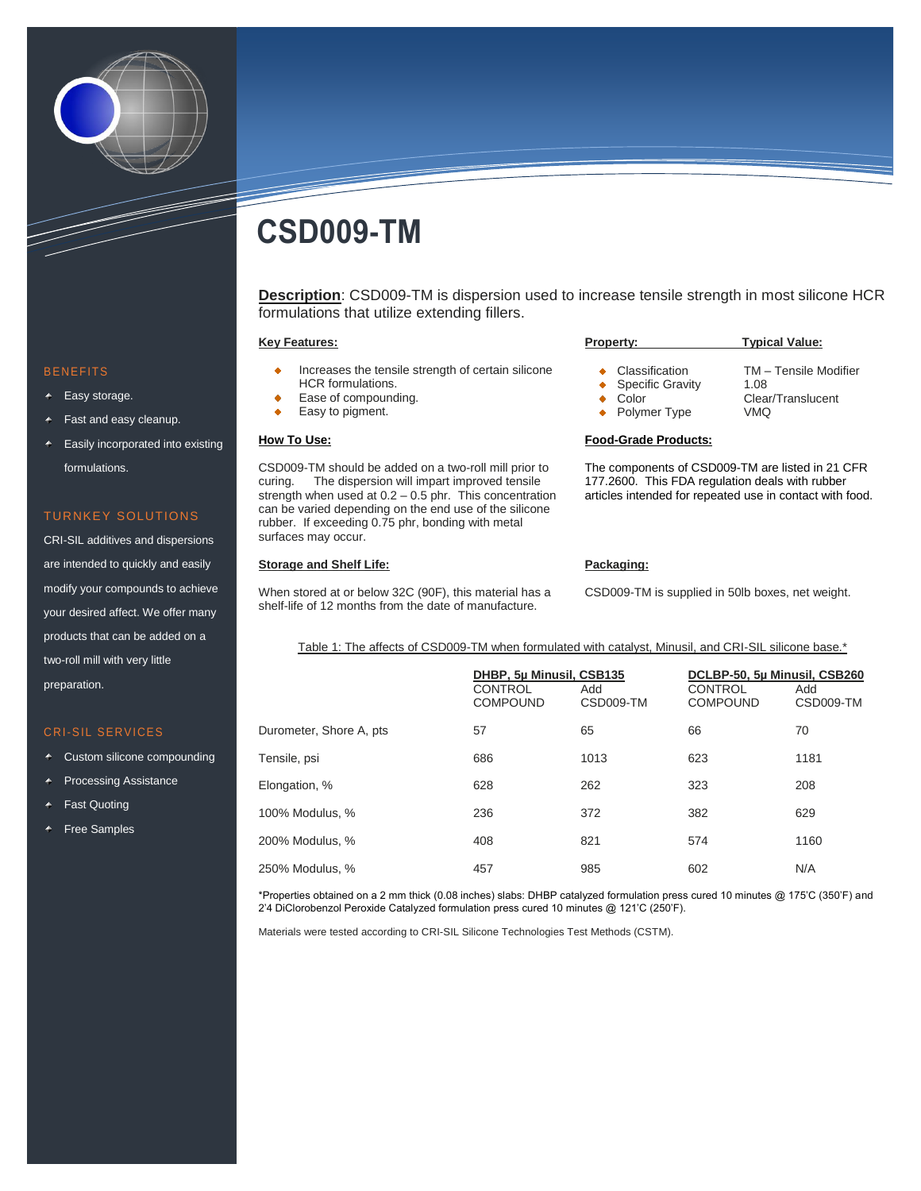# CSD009-TM

**Description**: CSD009-TM is dispersion used to increase tensile strength in most silicone HCR formulations that utilize extending fillers.

**Key Features:**

- Increases the tensile strength of certain silicone HCR formulations.
- Ease of compounding.
- Easy to pigment.

**How To Use:**

CSD009-TM should be added on a two-roll mill prior to curing. The dispersion will impart improved tensile strength when used at 0.2 – 0.5 phr. This concentration can be varied depending on the end use of the silicone rubber. If exceeding 0.75 phr, bonding with metal surfaces may occur.

**Storage and Shelf Life:**

When stored at or below 32C (90F), this material has a shelf-life of 12 months from the date of manufacture.

| Property: | Typical Value: |
|---|---|
| Classification | TM – Tensile Modifier |
| Specific Gravity | 1.08 |
| Color | Clear/Translucent |
| Polymer Type | VMQ |

**Food-Grade Products:**

The components of CSD009-TM are listed in 21 CFR 177.2600. This FDA regulation deals with rubber articles intended for repeated use in contact with food.

**Packaging:**

CSD009-TM is supplied in 50lb boxes, net weight.

Table 1: The affects of CSD009-TM when formulated with catalyst, Minusil, and CRI-SIL silicone base.*

| | DHBP, 5μ Minusil, CSB135 | | DCLBP-50, 5μ Minusil, CSB260 | |
|---|---|---|---|---|
| | CONTROL COMPOUND | Add CSD009-TM | CONTROL COMPOUND | Add CSD009-TM |
| Durometer, Shore A, pts | 57 | 65 | 66 | 70 |
| Tensile, psi | 686 | 1013 | 623 | 1181 |
| Elongation, % | 628 | 262 | 323 | 208 |
| 100% Modulus, % | 236 | 372 | 382 | 629 |
| 200% Modulus, % | 408 | 821 | 574 | 1160 |
| 250% Modulus, % | 457 | 985 | 602 | N/A |

*Properties obtained on a 2 mm thick (0.08 inches) slabs: DHBP catalyzed formulation press cured 10 minutes @ 175'C (350'F) and 2'4 DiClorobenzol Peroxide Catalyzed formulation press cured 10 minutes @ 121'C (250'F).

Materials were tested according to CRI-SIL Silicone Technologies Test Methods (CSTM).

## BENEFITS

- Easy storage.
- Fast and easy cleanup.
- Easily incorporated into existing formulations.

## TURNKEY SOLUTIONS

CRI-SIL additives and dispersions are intended to quickly and easily modify your compounds to achieve your desired affect. We offer many products that can be added on a two-roll mill with very little preparation.

## CRI-SIL SERVICES

- Custom silicone compounding
- Processing Assistance
- Fast Quoting
- Free Samples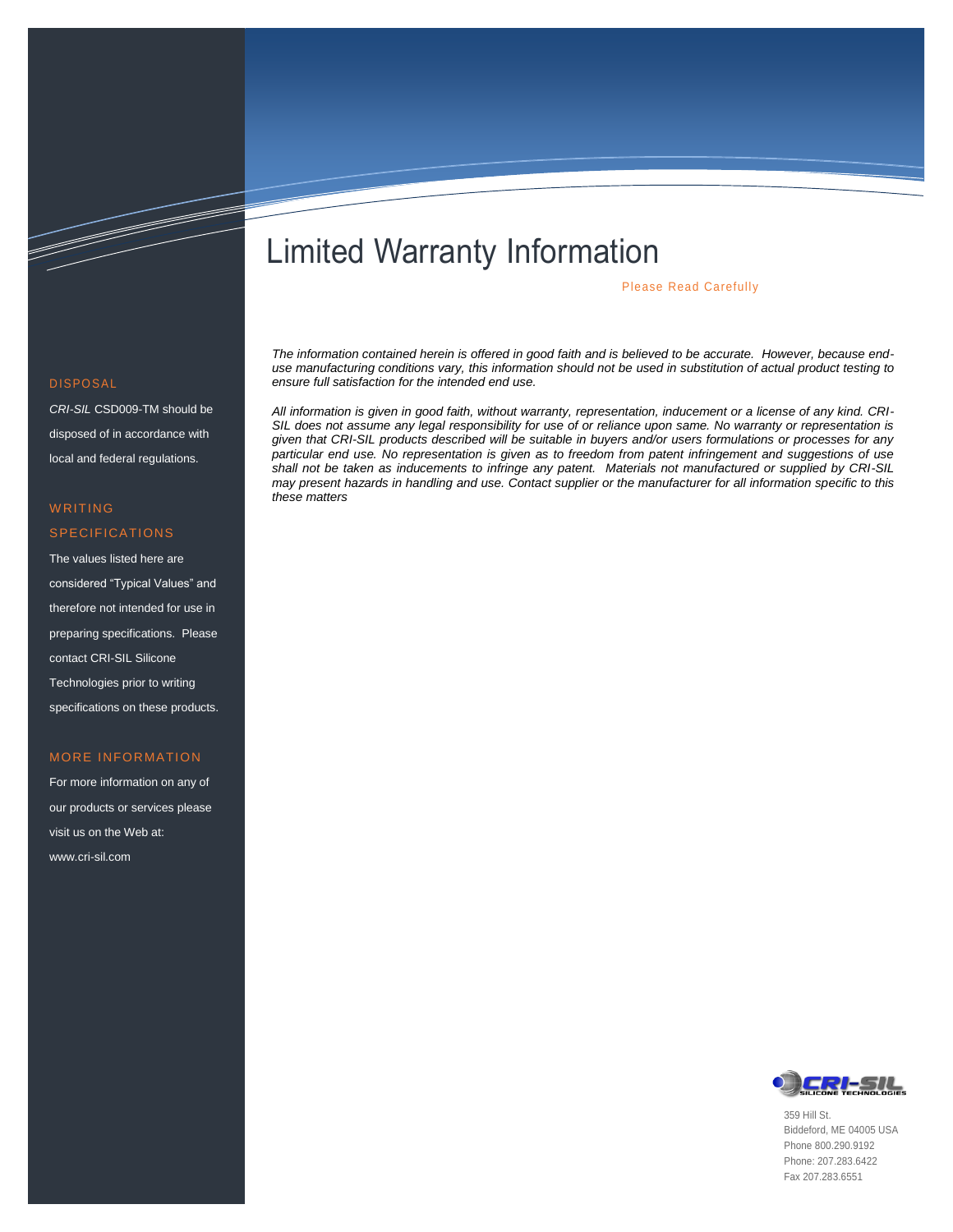# Limited Warranty Information

Please Read Carefully

*The information contained herein is offered in good faith and is believed to be accurate. However, because end-use manufacturing conditions vary, this information should not be used in substitution of actual product testing to ensure full satisfaction for the intended end use.*

*All information is given in good faith, without warranty, representation, inducement or a license of any kind. CRI-SIL does not assume any legal responsibility for use of or reliance upon same. No warranty or representation is given that CRI-SIL products described will be suitable in buyers and/or users formulations or processes for any particular end use. No representation is given as to freedom from patent infringement and suggestions of use shall not be taken as inducements to infringe any patent. Materials not manufactured or supplied by CRI-SIL may present hazards in handling and use. Contact supplier or the manufacturer for all information specific to this these matters*

## DISPOSAL

*CRI-SIL* CSD009-TM should be disposed of in accordance with local and federal regulations.

## WRITING SPECIFICATIONS

The values listed here are considered “Typical Values” and therefore not intended for use in preparing specifications. Please contact CRI-SIL Silicone Technologies prior to writing specifications on these products.

## MORE INFORMATION

For more information on any of our products or services please visit us on the Web at: www.cri-sil.com

CRI-SIL SILICONE TECHNOLOGIES

359 Hill St.
Biddeford, ME 04005 USA
Phone 800.290.9192
Phone: 207.283.6422
Fax 207.283.6551